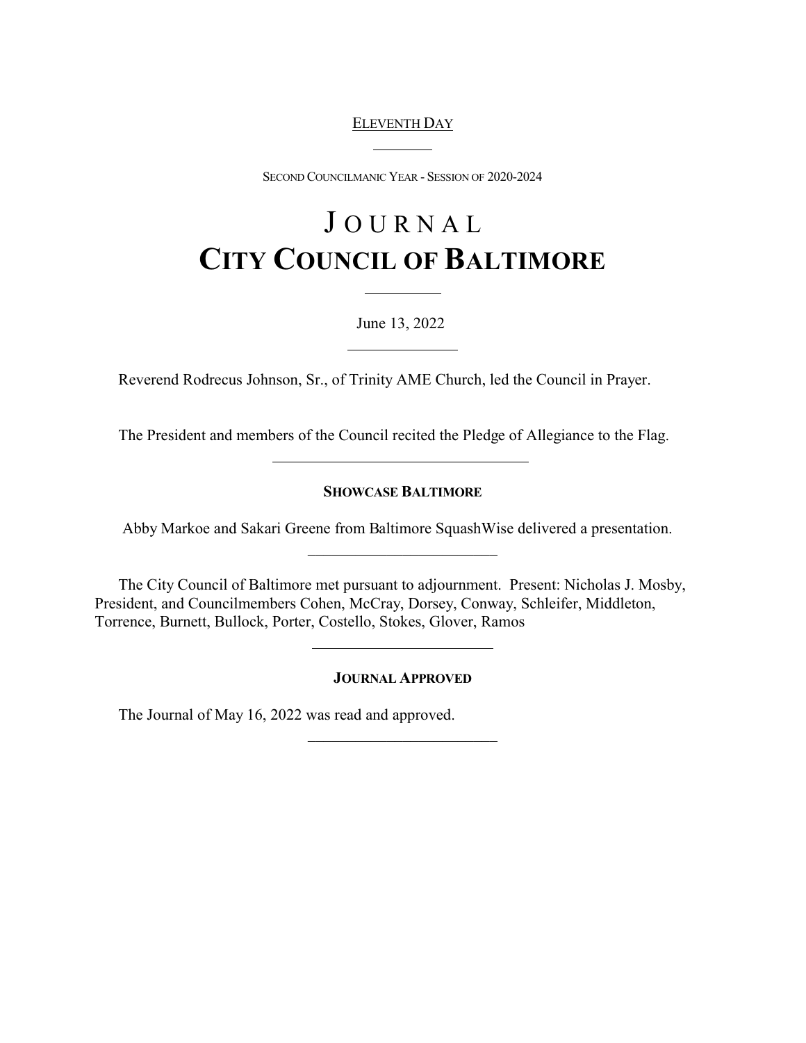ELEVENTH DAY

SECOND COUNCILMANIC YEAR - SESSION OF 2020-2024

# JOURNAL
# CITY COUNCIL OF BALTIMORE

June 13, 2022

Reverend Rodrecus Johnson, Sr., of Trinity AME Church, led the Council in Prayer.

The President and members of the Council recited the Pledge of Allegiance to the Flag.

---

**SHOWCASE BALTIMORE**

Abby Markoe and Sakari Greene from Baltimore SquashWise delivered a presentation.

---

The City Council of Baltimore met pursuant to adjournment. Present: Nicholas J. Mosby, President, and Councilmembers Cohen, McCray, Dorsey, Conway, Schleifer, Middleton, Torrence, Burnett, Bullock, Porter, Costello, Stokes, Glover, Ramos

---

**JOURNAL APPROVED**

The Journal of May 16, 2022 was read and approved.

---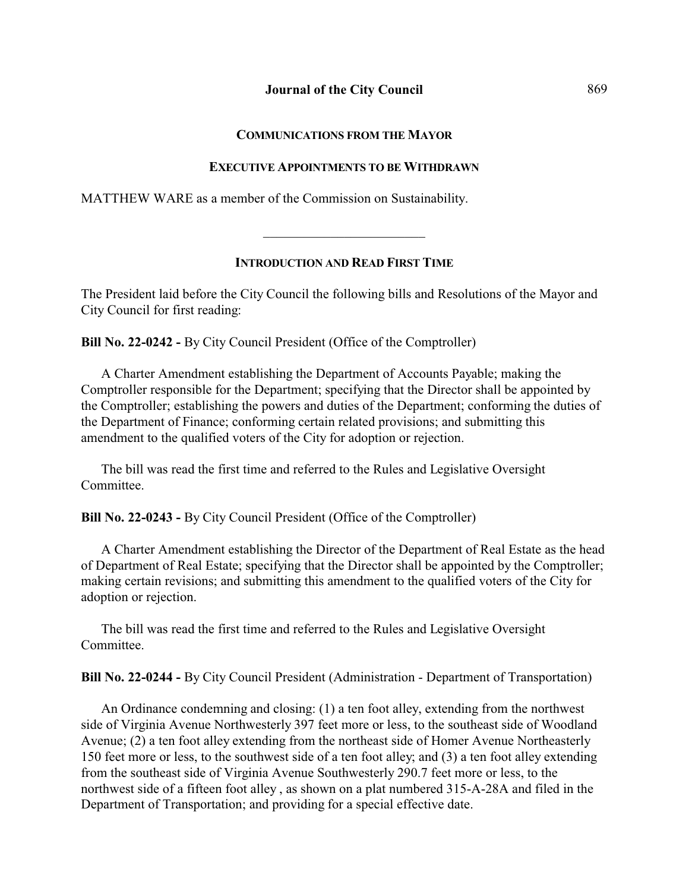## Communications from the Mayor

### Executive Appointments to be Withdrawn

MATTHEW WARE as a member of the Commission on Sustainability.

---

### Introduction and Read First Time

The President laid before the City Council the following bills and Resolutions of the Mayor and City Council for first reading:

**Bill No. 22-0242 -** By City Council President (Office of the Comptroller)

A Charter Amendment establishing the Department of Accounts Payable; making the Comptroller responsible for the Department; specifying that the Director shall be appointed by the Comptroller; establishing the powers and duties of the Department; conforming the duties of the Department of Finance; conforming certain related provisions; and submitting this amendment to the qualified voters of the City for adoption or rejection.

The bill was read the first time and referred to the Rules and Legislative Oversight Committee.

**Bill No. 22-0243 -** By City Council President (Office of the Comptroller)

A Charter Amendment establishing the Director of the Department of Real Estate as the head of Department of Real Estate; specifying that the Director shall be appointed by the Comptroller; making certain revisions; and submitting this amendment to the qualified voters of the City for adoption or rejection.

The bill was read the first time and referred to the Rules and Legislative Oversight Committee.

**Bill No. 22-0244 -** By City Council President (Administration - Department of Transportation)

An Ordinance condemning and closing: (1) a ten foot alley, extending from the northwest side of Virginia Avenue Northwesterly 397 feet more or less, to the southeast side of Woodland Avenue; (2) a ten foot alley extending from the northeast side of Homer Avenue Northeasterly 150 feet more or less, to the southwest side of a ten foot alley; and (3) a ten foot alley extending from the southeast side of Virginia Avenue Southwesterly 290.7 feet more or less, to the northwest side of a fifteen foot alley , as shown on a plat numbered 315-A-28A and filed in the Department of Transportation; and providing for a special effective date.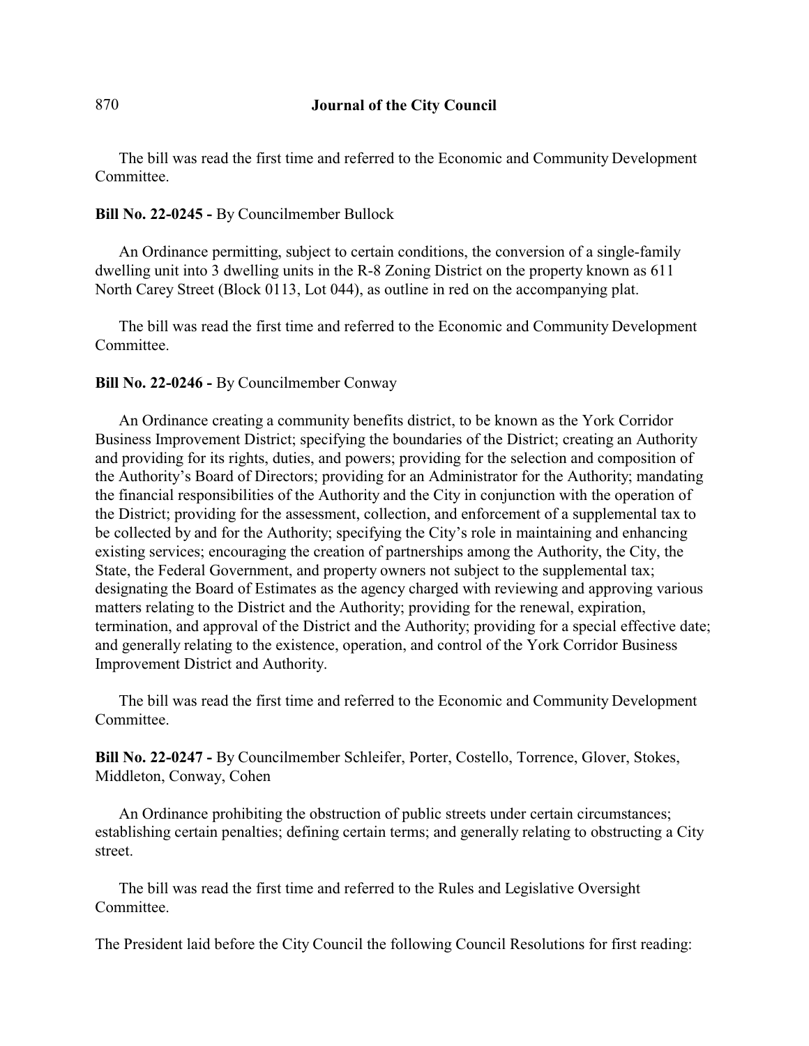The bill was read the first time and referred to the Economic and Community Development Committee.

**Bill No. 22-0245 -** By Councilmember Bullock

An Ordinance permitting, subject to certain conditions, the conversion of a single-family dwelling unit into 3 dwelling units in the R-8 Zoning District on the property known as 611 North Carey Street (Block 0113, Lot 044), as outline in red on the accompanying plat.

The bill was read the first time and referred to the Economic and Community Development Committee.

**Bill No. 22-0246 -** By Councilmember Conway

An Ordinance creating a community benefits district, to be known as the York Corridor Business Improvement District; specifying the boundaries of the District; creating an Authority and providing for its rights, duties, and powers; providing for the selection and composition of the Authority's Board of Directors; providing for an Administrator for the Authority; mandating the financial responsibilities of the Authority and the City in conjunction with the operation of the District; providing for the assessment, collection, and enforcement of a supplemental tax to be collected by and for the Authority; specifying the City's role in maintaining and enhancing existing services; encouraging the creation of partnerships among the Authority, the City, the State, the Federal Government, and property owners not subject to the supplemental tax; designating the Board of Estimates as the agency charged with reviewing and approving various matters relating to the District and the Authority; providing for the renewal, expiration, termination, and approval of the District and the Authority; providing for a special effective date; and generally relating to the existence, operation, and control of the York Corridor Business Improvement District and Authority.

The bill was read the first time and referred to the Economic and Community Development Committee.

**Bill No. 22-0247 -** By Councilmember Schleifer, Porter, Costello, Torrence, Glover, Stokes, Middleton, Conway, Cohen

An Ordinance prohibiting the obstruction of public streets under certain circumstances; establishing certain penalties; defining certain terms; and generally relating to obstructing a City street.

The bill was read the first time and referred to the Rules and Legislative Oversight Committee.

The President laid before the City Council the following Council Resolutions for first reading: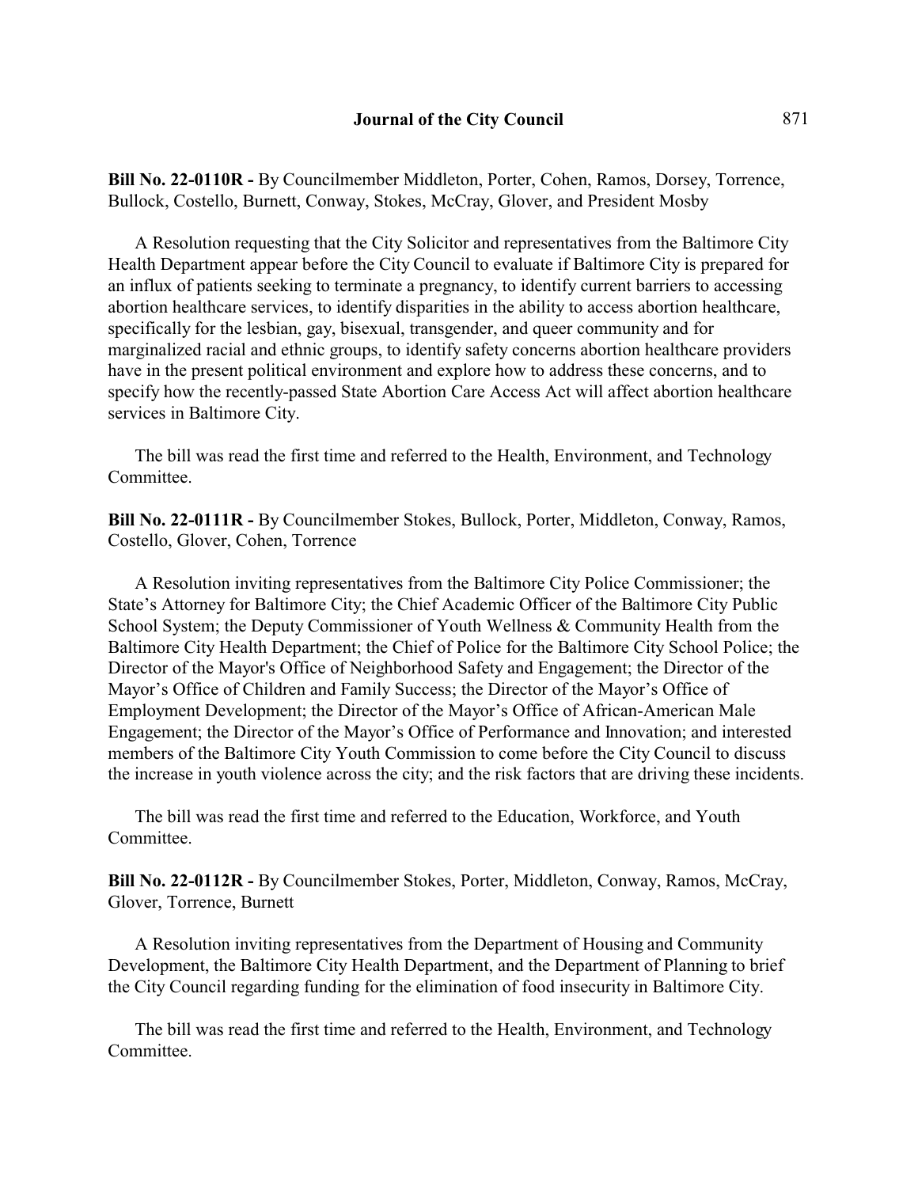**Bill No. 22-0110R -** By Councilmember Middleton, Porter, Cohen, Ramos, Dorsey, Torrence, Bullock, Costello, Burnett, Conway, Stokes, McCray, Glover, and President Mosby

A Resolution requesting that the City Solicitor and representatives from the Baltimore City Health Department appear before the City Council to evaluate if Baltimore City is prepared for an influx of patients seeking to terminate a pregnancy, to identify current barriers to accessing abortion healthcare services, to identify disparities in the ability to access abortion healthcare, specifically for the lesbian, gay, bisexual, transgender, and queer community and for marginalized racial and ethnic groups, to identify safety concerns abortion healthcare providers have in the present political environment and explore how to address these concerns, and to specify how the recently-passed State Abortion Care Access Act will affect abortion healthcare services in Baltimore City.

The bill was read the first time and referred to the Health, Environment, and Technology Committee.

**Bill No. 22-0111R -** By Councilmember Stokes, Bullock, Porter, Middleton, Conway, Ramos, Costello, Glover, Cohen, Torrence

A Resolution inviting representatives from the Baltimore City Police Commissioner; the State's Attorney for Baltimore City; the Chief Academic Officer of the Baltimore City Public School System; the Deputy Commissioner of Youth Wellness & Community Health from the Baltimore City Health Department; the Chief of Police for the Baltimore City School Police; the Director of the Mayor's Office of Neighborhood Safety and Engagement; the Director of the Mayor's Office of Children and Family Success; the Director of the Mayor's Office of Employment Development; the Director of the Mayor's Office of African-American Male Engagement; the Director of the Mayor's Office of Performance and Innovation; and interested members of the Baltimore City Youth Commission to come before the City Council to discuss the increase in youth violence across the city; and the risk factors that are driving these incidents.

The bill was read the first time and referred to the Education, Workforce, and Youth Committee.

**Bill No. 22-0112R -** By Councilmember Stokes, Porter, Middleton, Conway, Ramos, McCray, Glover, Torrence, Burnett

A Resolution inviting representatives from the Department of Housing and Community Development, the Baltimore City Health Department, and the Department of Planning to brief the City Council regarding funding for the elimination of food insecurity in Baltimore City.

The bill was read the first time and referred to the Health, Environment, and Technology Committee.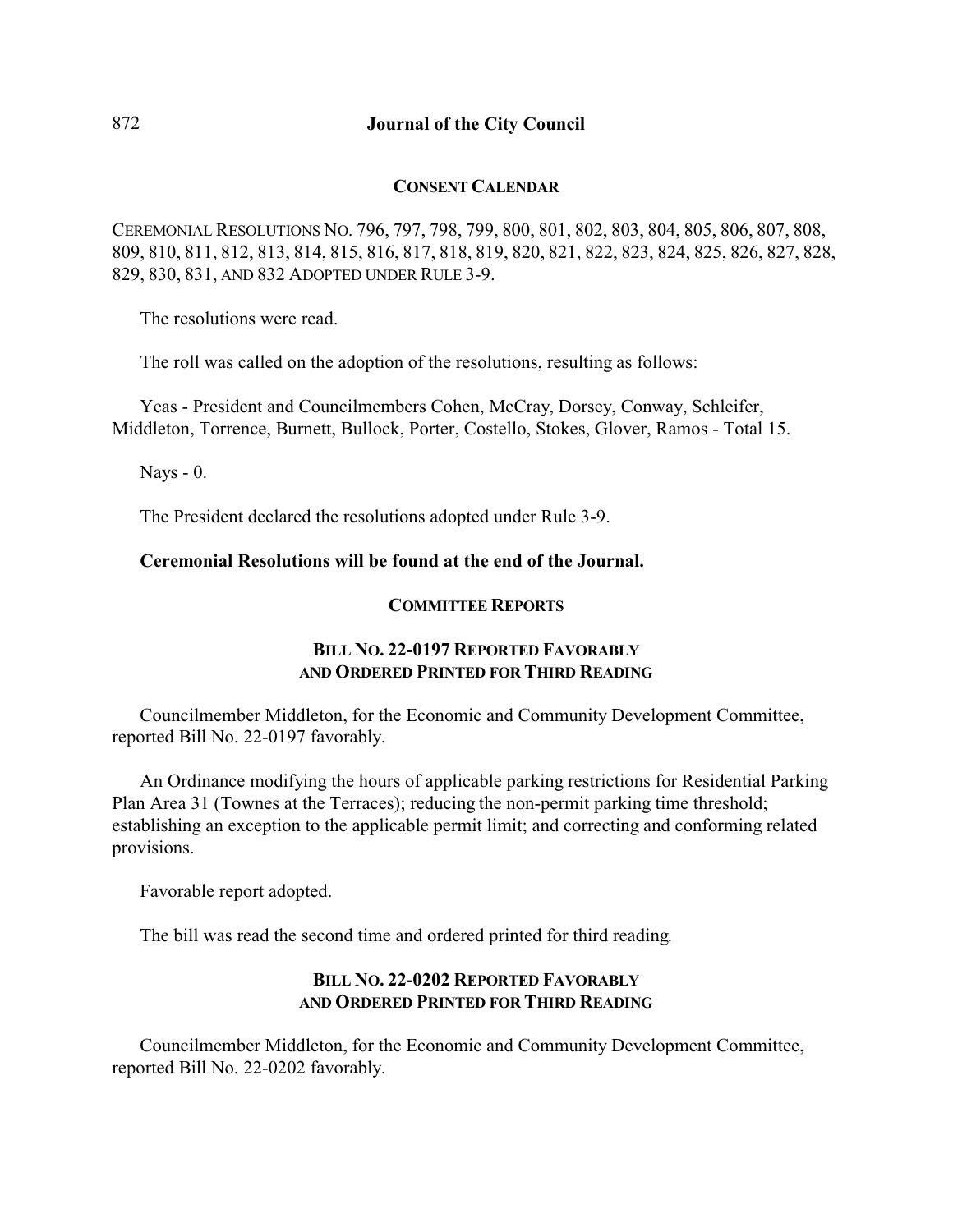## CONSENT CALENDAR

CEREMONIAL RESOLUTIONS NO. 796, 797, 798, 799, 800, 801, 802, 803, 804, 805, 806, 807, 808, 809, 810, 811, 812, 813, 814, 815, 816, 817, 818, 819, 820, 821, 822, 823, 824, 825, 826, 827, 828, 829, 830, 831, AND 832 ADOPTED UNDER RULE 3-9.

The resolutions were read.

The roll was called on the adoption of the resolutions, resulting as follows:

Yeas - President and Councilmembers Cohen, McCray, Dorsey, Conway, Schleifer, Middleton, Torrence, Burnett, Bullock, Porter, Costello, Stokes, Glover, Ramos - Total 15.

Nays - 0.

The President declared the resolutions adopted under Rule 3-9.

**Ceremonial Resolutions will be found at the end of the Journal.**

## COMMITTEE REPORTS

### BILL NO. 22-0197 REPORTED FAVORABLY AND ORDERED PRINTED FOR THIRD READING

Councilmember Middleton, for the Economic and Community Development Committee, reported Bill No. 22-0197 favorably.

An Ordinance modifying the hours of applicable parking restrictions for Residential Parking Plan Area 31 (Townes at the Terraces); reducing the non-permit parking time threshold; establishing an exception to the applicable permit limit; and correcting and conforming related provisions.

Favorable report adopted.

The bill was read the second time and ordered printed for third reading.

### BILL NO. 22-0202 REPORTED FAVORABLY AND ORDERED PRINTED FOR THIRD READING

Councilmember Middleton, for the Economic and Community Development Committee, reported Bill No. 22-0202 favorably.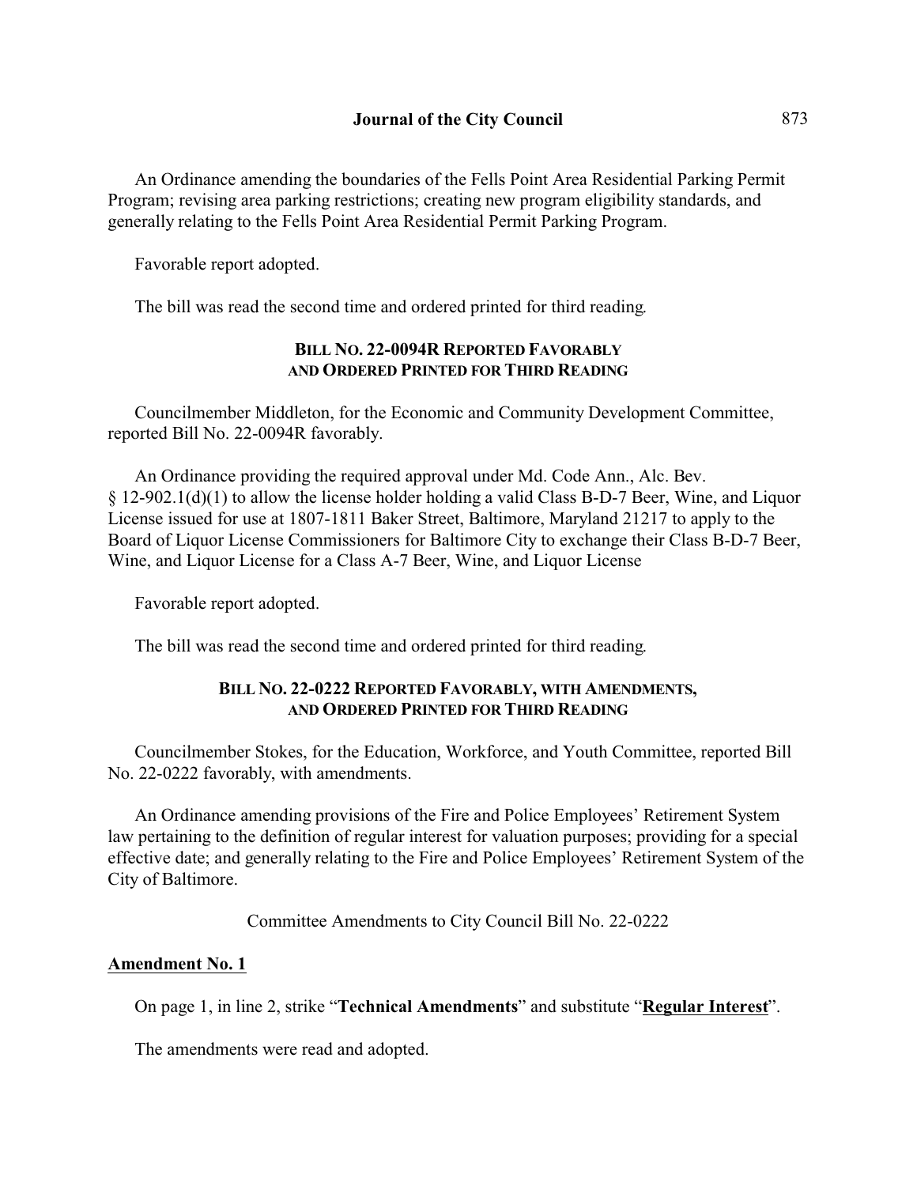An Ordinance amending the boundaries of the Fells Point Area Residential Parking Permit Program; revising area parking restrictions; creating new program eligibility standards, and generally relating to the Fells Point Area Residential Permit Parking Program.

Favorable report adopted.

The bill was read the second time and ordered printed for third reading.

### BILL NO. 22-0094R REPORTED FAVORABLY AND ORDERED PRINTED FOR THIRD READING

Councilmember Middleton, for the Economic and Community Development Committee, reported Bill No. 22-0094R favorably.

An Ordinance providing the required approval under Md. Code Ann., Alc. Bev. § 12-902.1(d)(1) to allow the license holder holding a valid Class B-D-7 Beer, Wine, and Liquor License issued for use at 1807-1811 Baker Street, Baltimore, Maryland 21217 to apply to the Board of Liquor License Commissioners for Baltimore City to exchange their Class B-D-7 Beer, Wine, and Liquor License for a Class A-7 Beer, Wine, and Liquor License

Favorable report adopted.

The bill was read the second time and ordered printed for third reading.

### BILL NO. 22-0222 REPORTED FAVORABLY, WITH AMENDMENTS, AND ORDERED PRINTED FOR THIRD READING

Councilmember Stokes, for the Education, Workforce, and Youth Committee, reported Bill No. 22-0222 favorably, with amendments.

An Ordinance amending provisions of the Fire and Police Employees' Retirement System law pertaining to the definition of regular interest for valuation purposes; providing for a special effective date; and generally relating to the Fire and Police Employees' Retirement System of the City of Baltimore.

Committee Amendments to City Council Bill No. 22-0222

**Amendment No. 1**

On page 1, in line 2, strike "**Technical Amendments**" and substitute "**Regular Interest**".

The amendments were read and adopted.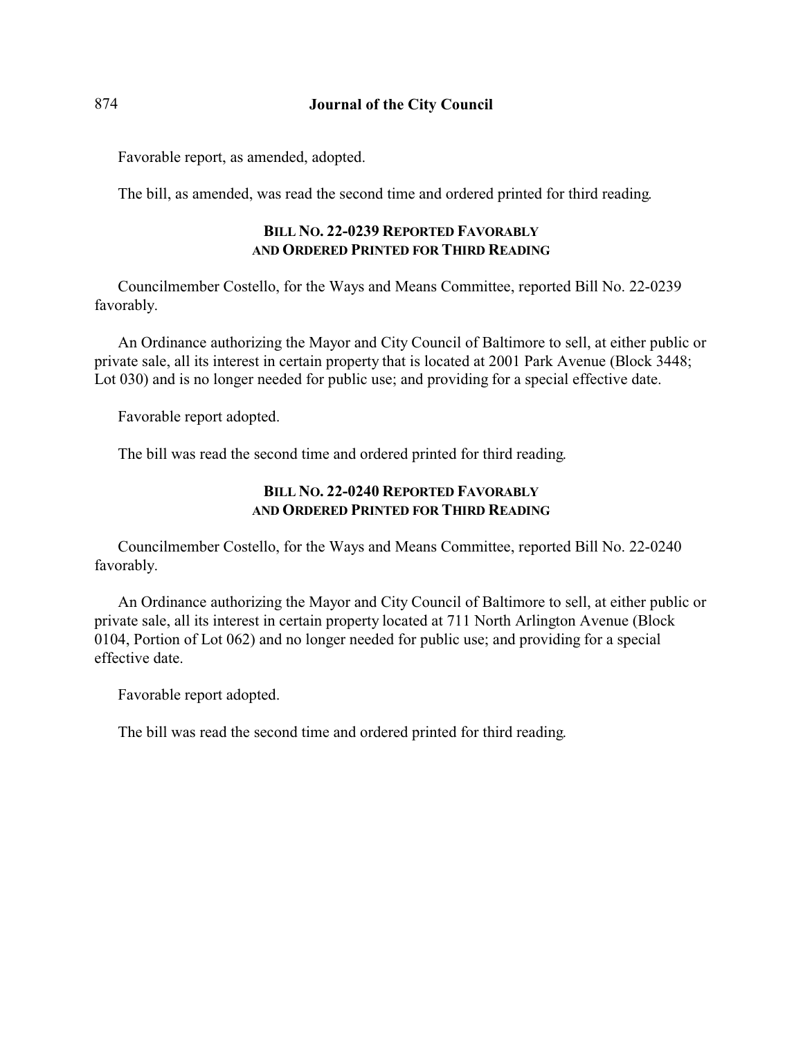Favorable report, as amended, adopted.

The bill, as amended, was read the second time and ordered printed for third reading.

### BILL NO. 22-0239 REPORTED FAVORABLY AND ORDERED PRINTED FOR THIRD READING

Councilmember Costello, for the Ways and Means Committee, reported Bill No. 22-0239 favorably.

An Ordinance authorizing the Mayor and City Council of Baltimore to sell, at either public or private sale, all its interest in certain property that is located at 2001 Park Avenue (Block 3448; Lot 030) and is no longer needed for public use; and providing for a special effective date.

Favorable report adopted.

The bill was read the second time and ordered printed for third reading.

### BILL NO. 22-0240 REPORTED FAVORABLY AND ORDERED PRINTED FOR THIRD READING

Councilmember Costello, for the Ways and Means Committee, reported Bill No. 22-0240 favorably.

An Ordinance authorizing the Mayor and City Council of Baltimore to sell, at either public or private sale, all its interest in certain property located at 711 North Arlington Avenue (Block 0104, Portion of Lot 062) and no longer needed for public use; and providing for a special effective date.

Favorable report adopted.

The bill was read the second time and ordered printed for third reading.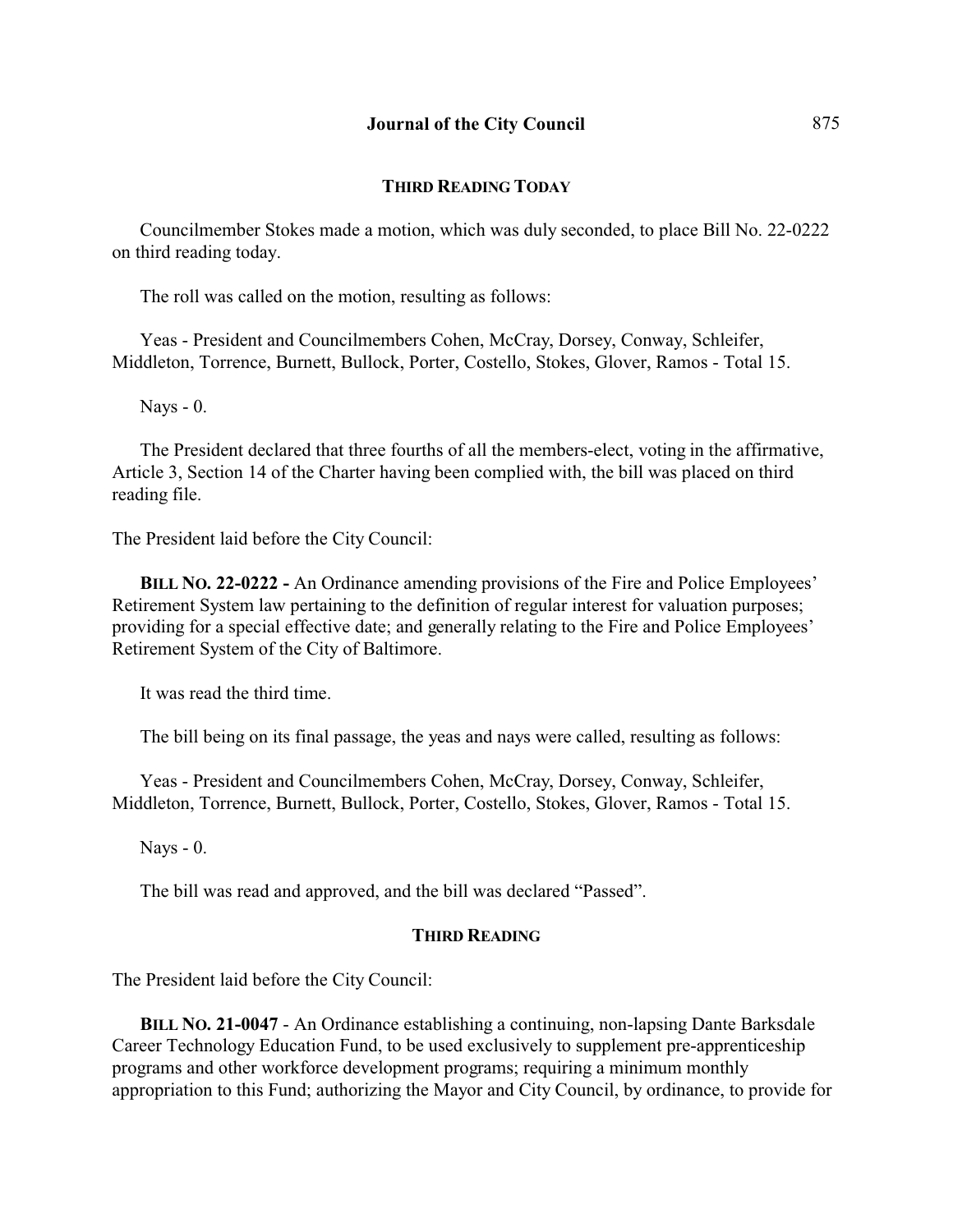### THIRD READING TODAY

Councilmember Stokes made a motion, which was duly seconded, to place Bill No. 22-0222 on third reading today.

The roll was called on the motion, resulting as follows:

Yeas - President and Councilmembers Cohen, McCray, Dorsey, Conway, Schleifer, Middleton, Torrence, Burnett, Bullock, Porter, Costello, Stokes, Glover, Ramos - Total 15.

Nays - 0.

The President declared that three fourths of all the members-elect, voting in the affirmative, Article 3, Section 14 of the Charter having been complied with, the bill was placed on third reading file.

The President laid before the City Council:

**BILL NO. 22-0222 -** An Ordinance amending provisions of the Fire and Police Employees' Retirement System law pertaining to the definition of regular interest for valuation purposes; providing for a special effective date; and generally relating to the Fire and Police Employees' Retirement System of the City of Baltimore.

It was read the third time.

The bill being on its final passage, the yeas and nays were called, resulting as follows:

Yeas - President and Councilmembers Cohen, McCray, Dorsey, Conway, Schleifer, Middleton, Torrence, Burnett, Bullock, Porter, Costello, Stokes, Glover, Ramos - Total 15.

Nays - 0.

The bill was read and approved, and the bill was declared "Passed".

### THIRD READING

The President laid before the City Council:

**BILL NO. 21-0047** - An Ordinance establishing a continuing, non-lapsing Dante Barksdale Career Technology Education Fund, to be used exclusively to supplement pre-apprenticeship programs and other workforce development programs; requiring a minimum monthly appropriation to this Fund; authorizing the Mayor and City Council, by ordinance, to provide for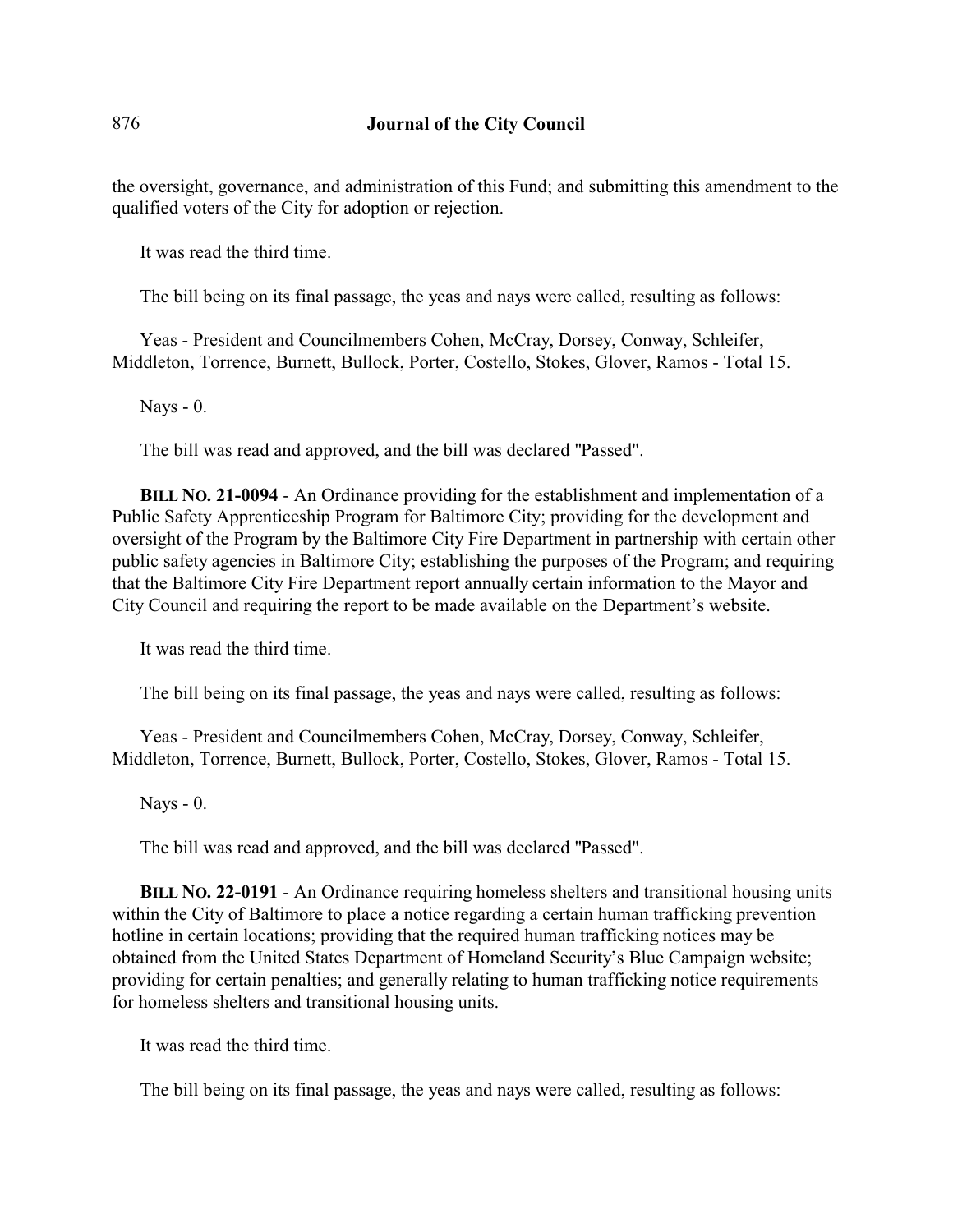the oversight, governance, and administration of this Fund; and submitting this amendment to the qualified voters of the City for adoption or rejection.

It was read the third time.

The bill being on its final passage, the yeas and nays were called, resulting as follows:

Yeas - President and Councilmembers Cohen, McCray, Dorsey, Conway, Schleifer, Middleton, Torrence, Burnett, Bullock, Porter, Costello, Stokes, Glover, Ramos - Total 15.

Nays - 0.

The bill was read and approved, and the bill was declared "Passed".

**BILL NO. 21-0094** - An Ordinance providing for the establishment and implementation of a Public Safety Apprenticeship Program for Baltimore City; providing for the development and oversight of the Program by the Baltimore City Fire Department in partnership with certain other public safety agencies in Baltimore City; establishing the purposes of the Program; and requiring that the Baltimore City Fire Department report annually certain information to the Mayor and City Council and requiring the report to be made available on the Department's website.

It was read the third time.

The bill being on its final passage, the yeas and nays were called, resulting as follows:

Yeas - President and Councilmembers Cohen, McCray, Dorsey, Conway, Schleifer, Middleton, Torrence, Burnett, Bullock, Porter, Costello, Stokes, Glover, Ramos - Total 15.

Nays - 0.

The bill was read and approved, and the bill was declared "Passed".

**BILL NO. 22-0191** - An Ordinance requiring homeless shelters and transitional housing units within the City of Baltimore to place a notice regarding a certain human trafficking prevention hotline in certain locations; providing that the required human trafficking notices may be obtained from the United States Department of Homeland Security's Blue Campaign website; providing for certain penalties; and generally relating to human trafficking notice requirements for homeless shelters and transitional housing units.

It was read the third time.

The bill being on its final passage, the yeas and nays were called, resulting as follows: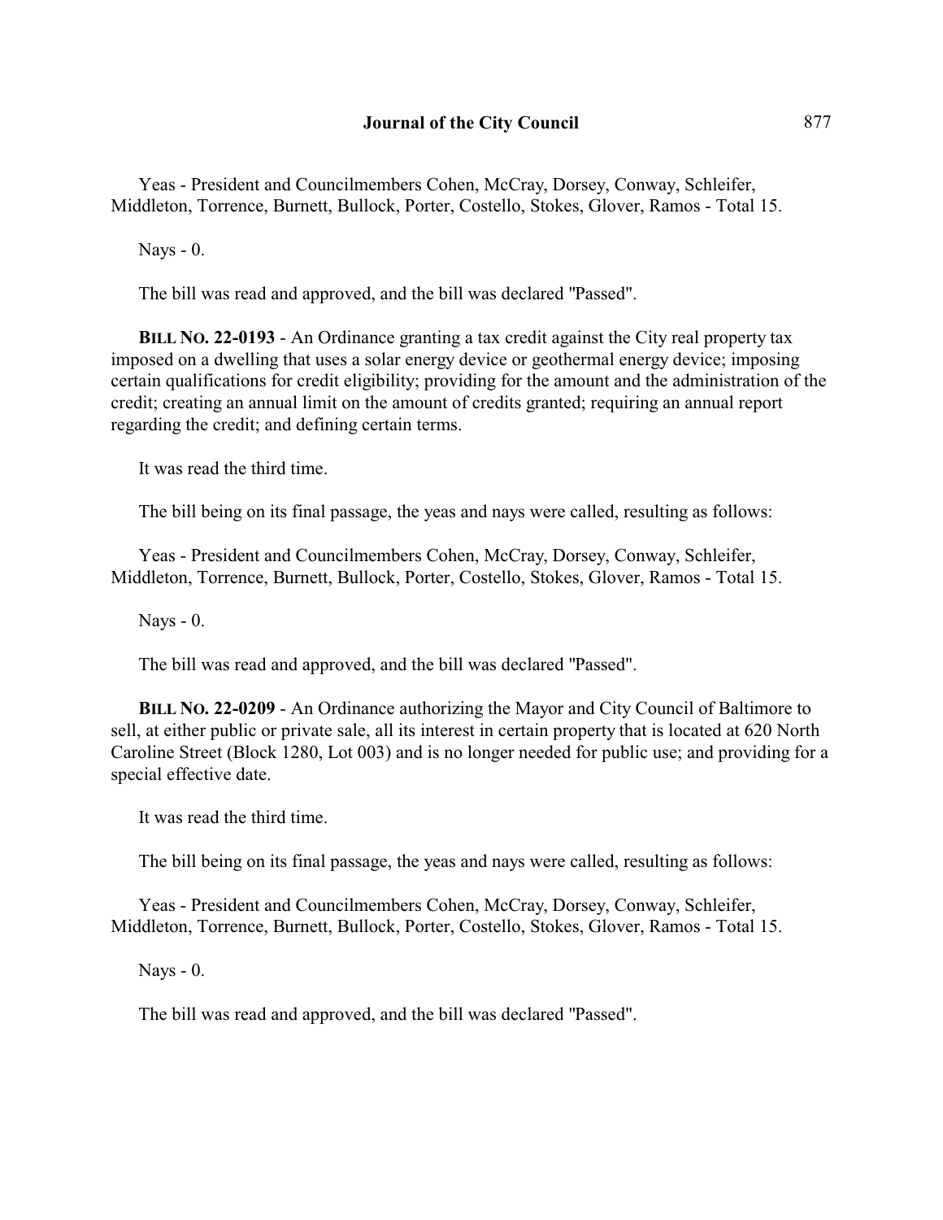Yeas - President and Councilmembers Cohen, McCray, Dorsey, Conway, Schleifer, Middleton, Torrence, Burnett, Bullock, Porter, Costello, Stokes, Glover, Ramos - Total 15.

Nays - 0.

The bill was read and approved, and the bill was declared "Passed".

**BILL NO. 22-0193** - An Ordinance granting a tax credit against the City real property tax imposed on a dwelling that uses a solar energy device or geothermal energy device; imposing certain qualifications for credit eligibility; providing for the amount and the administration of the credit; creating an annual limit on the amount of credits granted; requiring an annual report regarding the credit; and defining certain terms.

It was read the third time.

The bill being on its final passage, the yeas and nays were called, resulting as follows:

Yeas - President and Councilmembers Cohen, McCray, Dorsey, Conway, Schleifer, Middleton, Torrence, Burnett, Bullock, Porter, Costello, Stokes, Glover, Ramos - Total 15.

Nays - 0.

The bill was read and approved, and the bill was declared "Passed".

**BILL NO. 22-0209** - An Ordinance authorizing the Mayor and City Council of Baltimore to sell, at either public or private sale, all its interest in certain property that is located at 620 North Caroline Street (Block 1280, Lot 003) and is no longer needed for public use; and providing for a special effective date.

It was read the third time.

The bill being on its final passage, the yeas and nays were called, resulting as follows:

Yeas - President and Councilmembers Cohen, McCray, Dorsey, Conway, Schleifer, Middleton, Torrence, Burnett, Bullock, Porter, Costello, Stokes, Glover, Ramos - Total 15.

Nays - 0.

The bill was read and approved, and the bill was declared "Passed".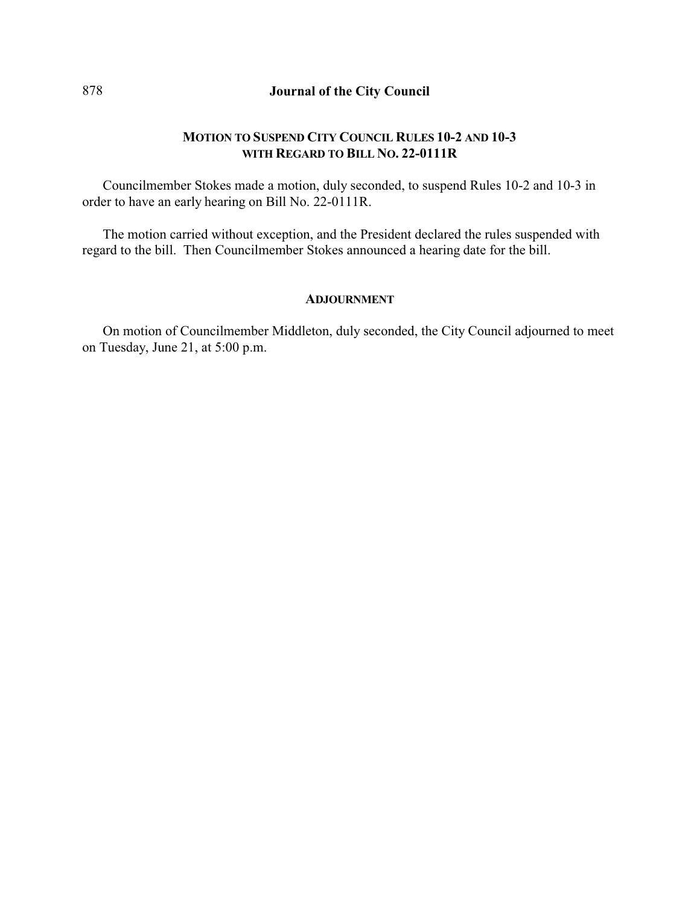## MOTION TO SUSPEND CITY COUNCIL RULES 10-2 AND 10-3 WITH REGARD TO BILL NO. 22-0111R

Councilmember Stokes made a motion, duly seconded, to suspend Rules 10-2 and 10-3 in order to have an early hearing on Bill No. 22-0111R.

The motion carried without exception, and the President declared the rules suspended with regard to the bill. Then Councilmember Stokes announced a hearing date for the bill.

## ADJOURNMENT

On motion of Councilmember Middleton, duly seconded, the City Council adjourned to meet on Tuesday, June 21, at 5:00 p.m.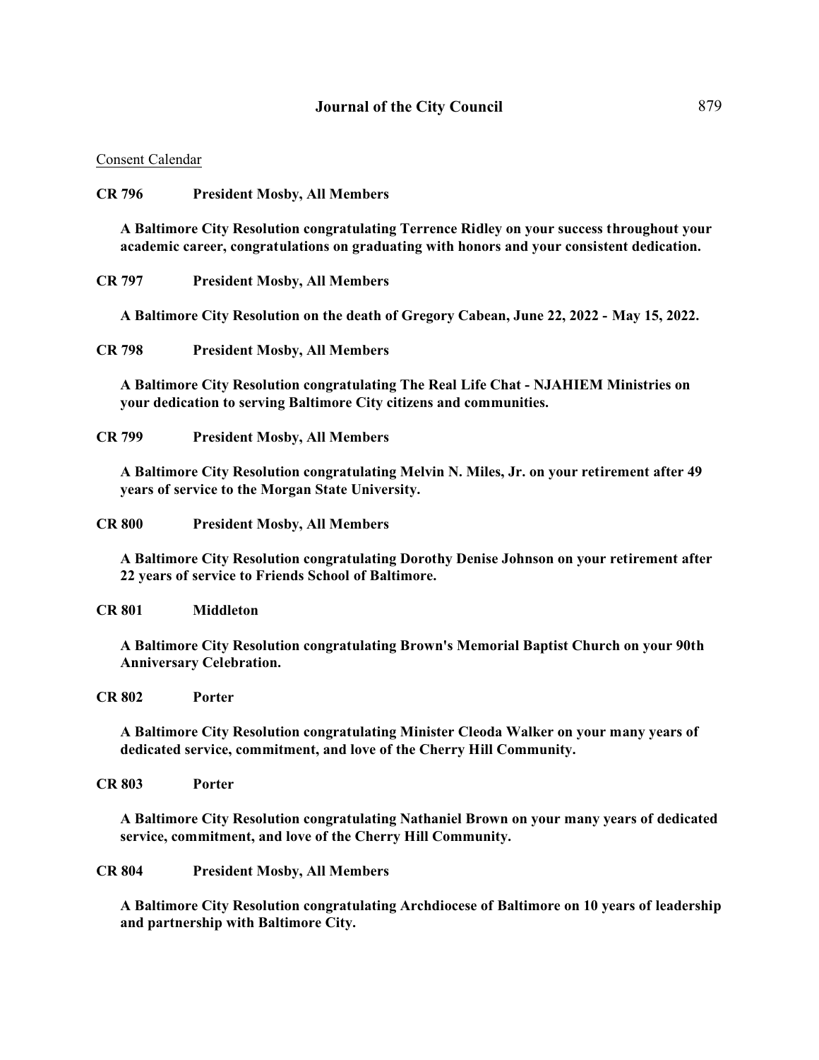Consent Calendar

**CR 796 President Mosby, All Members**

**A Baltimore City Resolution congratulating Terrence Ridley on your success throughout your academic career, congratulations on graduating with honors and your consistent dedication.**

**CR 797 President Mosby, All Members**

**A Baltimore City Resolution on the death of Gregory Cabean, June 22, 2022 - May 15, 2022.**

**CR 798 President Mosby, All Members**

**A Baltimore City Resolution congratulating The Real Life Chat - NJAHIEM Ministries on your dedication to serving Baltimore City citizens and communities.**

**CR 799 President Mosby, All Members**

**A Baltimore City Resolution congratulating Melvin N. Miles, Jr. on your retirement after 49 years of service to the Morgan State University.**

**CR 800 President Mosby, All Members**

**A Baltimore City Resolution congratulating Dorothy Denise Johnson on your retirement after 22 years of service to Friends School of Baltimore.**

**CR 801 Middleton**

**A Baltimore City Resolution congratulating Brown's Memorial Baptist Church on your 90th Anniversary Celebration.**

**CR 802 Porter**

**A Baltimore City Resolution congratulating Minister Cleoda Walker on your many years of dedicated service, commitment, and love of the Cherry Hill Community.**

**CR 803 Porter**

**A Baltimore City Resolution congratulating Nathaniel Brown on your many years of dedicated service, commitment, and love of the Cherry Hill Community.**

**CR 804 President Mosby, All Members**

**A Baltimore City Resolution congratulating Archdiocese of Baltimore on 10 years of leadership and partnership with Baltimore City.**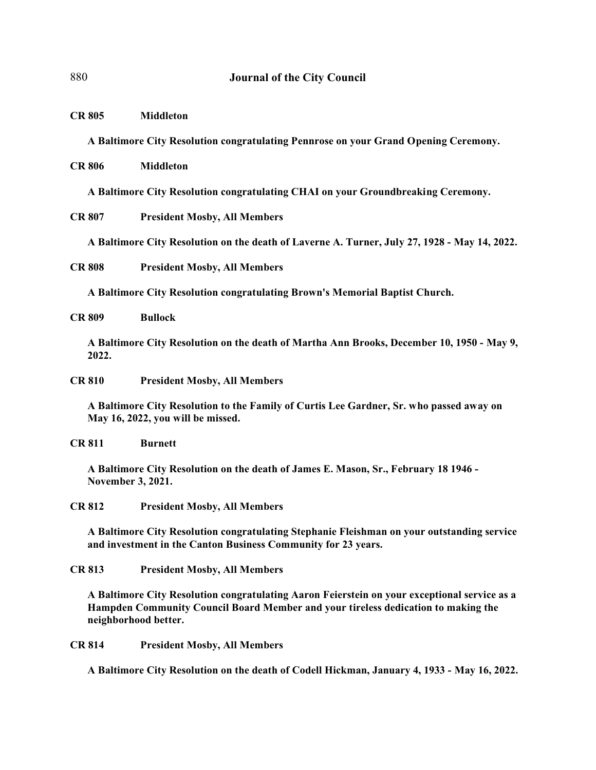**CR 805 Middleton**

**A Baltimore City Resolution congratulating Pennrose on your Grand Opening Ceremony.**

**CR 806 Middleton**

**A Baltimore City Resolution congratulating CHAI on your Groundbreaking Ceremony.**

**CR 807 President Mosby, All Members**

**A Baltimore City Resolution on the death of Laverne A. Turner, July 27, 1928 - May 14, 2022.**

**CR 808 President Mosby, All Members**

**A Baltimore City Resolution congratulating Brown's Memorial Baptist Church.**

**CR 809 Bullock**

**A Baltimore City Resolution on the death of Martha Ann Brooks, December 10, 1950 - May 9, 2022.**

**CR 810 President Mosby, All Members**

**A Baltimore City Resolution to the Family of Curtis Lee Gardner, Sr. who passed away on May 16, 2022, you will be missed.**

**CR 811 Burnett**

**A Baltimore City Resolution on the death of James E. Mason, Sr., February 18 1946 - November 3, 2021.**

**CR 812 President Mosby, All Members**

**A Baltimore City Resolution congratulating Stephanie Fleishman on your outstanding service and investment in the Canton Business Community for 23 years.**

**CR 813 President Mosby, All Members**

**A Baltimore City Resolution congratulating Aaron Feierstein on your exceptional service as a Hampden Community Council Board Member and your tireless dedication to making the neighborhood better.**

**CR 814 President Mosby, All Members**

**A Baltimore City Resolution on the death of Codell Hickman, January 4, 1933 - May 16, 2022.**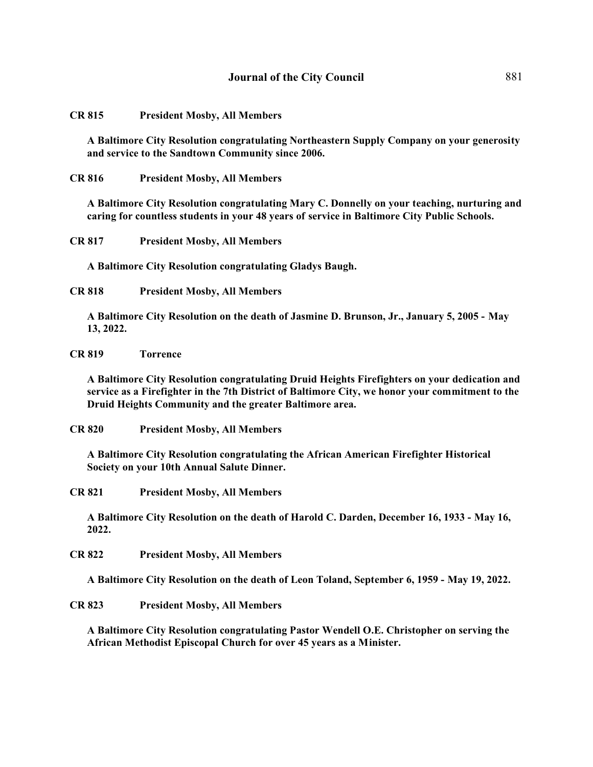**CR 815 President Mosby, All Members**

**A Baltimore City Resolution congratulating Northeastern Supply Company on your generosity and service to the Sandtown Community since 2006.**

**CR 816 President Mosby, All Members**

**A Baltimore City Resolution congratulating Mary C. Donnelly on your teaching, nurturing and caring for countless students in your 48 years of service in Baltimore City Public Schools.**

**CR 817 President Mosby, All Members**

**A Baltimore City Resolution congratulating Gladys Baugh.**

**CR 818 President Mosby, All Members**

**A Baltimore City Resolution on the death of Jasmine D. Brunson, Jr., January 5, 2005 - May 13, 2022.**

**CR 819 Torrence**

**A Baltimore City Resolution congratulating Druid Heights Firefighters on your dedication and service as a Firefighter in the 7th District of Baltimore City, we honor your commitment to the Druid Heights Community and the greater Baltimore area.**

**CR 820 President Mosby, All Members**

**A Baltimore City Resolution congratulating the African American Firefighter Historical Society on your 10th Annual Salute Dinner.**

**CR 821 President Mosby, All Members**

**A Baltimore City Resolution on the death of Harold C. Darden, December 16, 1933 - May 16, 2022.**

**CR 822 President Mosby, All Members**

**A Baltimore City Resolution on the death of Leon Toland, September 6, 1959 - May 19, 2022.**

**CR 823 President Mosby, All Members**

**A Baltimore City Resolution congratulating Pastor Wendell O.E. Christopher on serving the African Methodist Episcopal Church for over 45 years as a Minister.**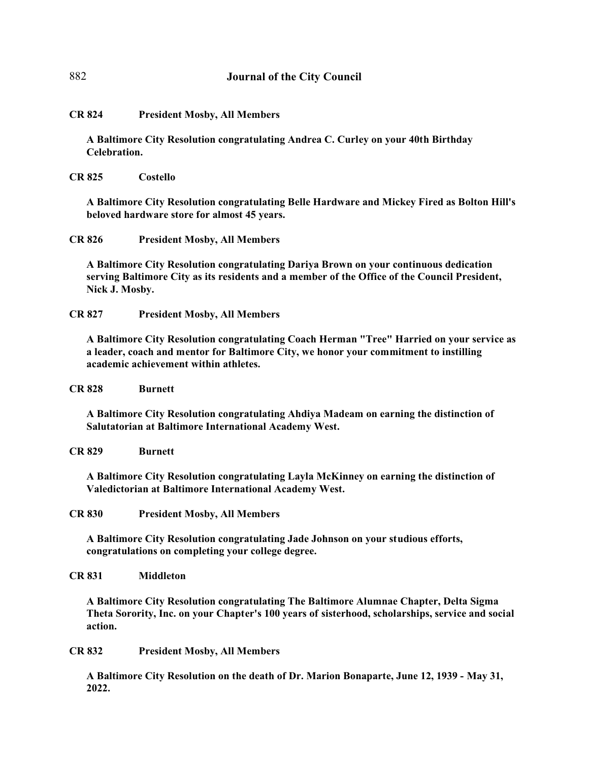**CR 824 President Mosby, All Members**

**A Baltimore City Resolution congratulating Andrea C. Curley on your 40th Birthday Celebration.**

**CR 825 Costello**

**A Baltimore City Resolution congratulating Belle Hardware and Mickey Fired as Bolton Hill's beloved hardware store for almost 45 years.**

**CR 826 President Mosby, All Members**

**A Baltimore City Resolution congratulating Dariya Brown on your continuous dedication serving Baltimore City as its residents and a member of the Office of the Council President, Nick J. Mosby.**

**CR 827 President Mosby, All Members**

**A Baltimore City Resolution congratulating Coach Herman "Tree" Harried on your service as a leader, coach and mentor for Baltimore City, we honor your commitment to instilling academic achievement within athletes.**

**CR 828 Burnett**

**A Baltimore City Resolution congratulating Ahdiya Madeam on earning the distinction of Salutatorian at Baltimore International Academy West.**

**CR 829 Burnett**

**A Baltimore City Resolution congratulating Layla McKinney on earning the distinction of Valedictorian at Baltimore International Academy West.**

**CR 830 President Mosby, All Members**

**A Baltimore City Resolution congratulating Jade Johnson on your studious efforts, congratulations on completing your college degree.**

**CR 831 Middleton**

**A Baltimore City Resolution congratulating The Baltimore Alumnae Chapter, Delta Sigma Theta Sorority, Inc. on your Chapter's 100 years of sisterhood, scholarships, service and social action.**

**CR 832 President Mosby, All Members**

**A Baltimore City Resolution on the death of Dr. Marion Bonaparte, June 12, 1939 - May 31, 2022.**